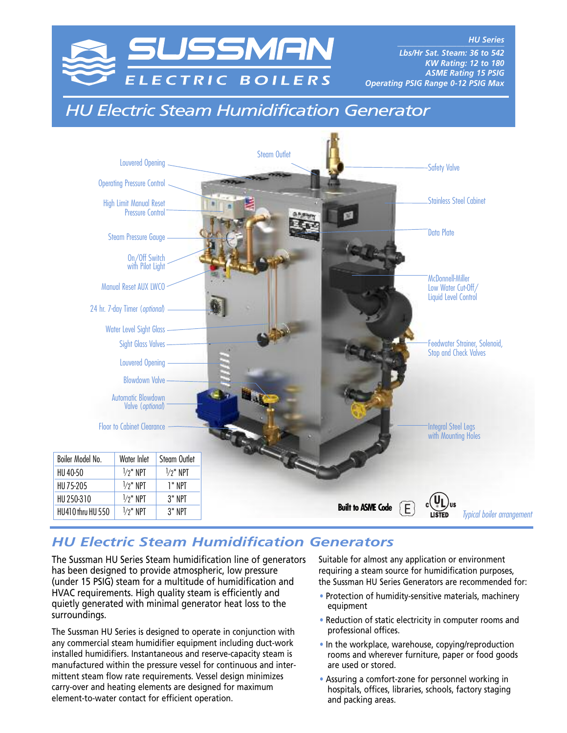# SUSSMAN ELECTRIC BOILERS

**HU Series**
*Lbs/Hr Sat. Steam: 36 to 542*
*KW Rating: 12 to 180*
*ASME Rating 15 PSIG*
*Operating PSIG Range 0-12 PSIG Max*

## HU Electric Steam Humidification Generator

Louvered Opening
Operating Pressure Control
High Limit Manual Reset Pressure Control
Steam Pressure Gauge
On/Off Switch with Pilot Light
Manual Reset AUX LWCO
24 hr. 7-day Timer (*optional*)
Water Level Sight Glass
Sight Glass Valves
Louvered Opening
Blowdown Valve
Automatic Blowdown Valve (*optional*)
Floor to Cabinet Clearance
Steam Outlet
Safety Valve
Stainless Steel Cabinet
Data Plate
McDonnell-Miller Low Water Cut-Off/ Liquid Level Control
Feedwater Strainer, Solenoid, Stop and Check Valves
Integral Steel Legs with Mounting Holes

| Boiler Model No. | Water Inlet | Steam Outlet |
|---|---|---|
| HU 40-50 | 1/2" NPT | 1/2" NPT |
| HU 75-205 | 1/2" NPT | 1" NPT |
| HU 250-310 | 1/2" NPT | 3" NPT |
| HU410 thru HU 550 | 1/2" NPT | 3" NPT |

**Built to ASME Code** E c UL us LISTED

*Typical boiler arrangement*

## HU Electric Steam Humidification Generators

The Sussman HU Series Steam humidification line of generators has been designed to provide atmospheric, low pressure (under 15 PSIG) steam for a multitude of humidification and HVAC requirements. High quality steam is efficiently and quietly generated with minimal generator heat loss to the surroundings.

The Sussman HU Series is designed to operate in conjunction with any commercial steam humidifier equipment including duct-work installed humidifiers. Instantaneous and reserve-capacity steam is manufactured within the pressure vessel for continuous and intermittent steam flow rate requirements. Vessel design minimizes carry-over and heating elements are designed for maximum element-to-water contact for efficient operation.

Suitable for almost any application or environment requiring a steam source for humidification purposes, the Sussman HU Series Generators are recommended for:

- Protection of humidity-sensitive materials, machinery equipment
- Reduction of static electricity in computer rooms and professional offices.
- In the workplace, warehouse, copying/reproduction rooms and wherever furniture, paper or food goods are used or stored.
- Assuring a comfort-zone for personnel working in hospitals, offices, libraries, schools, factory staging and packing areas.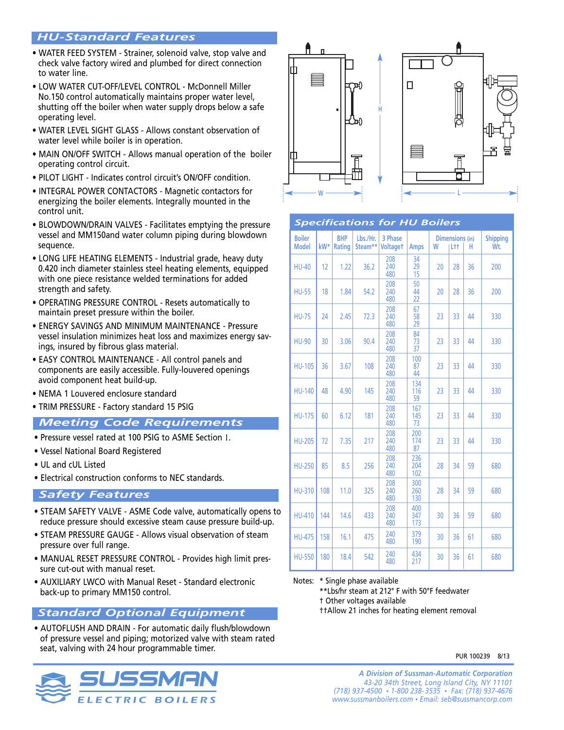## HU-Standard Features

- WATER FEED SYSTEM - Strainer, solenoid valve, stop valve and check valve factory wired and plumbed for direct connection to water line.
- LOW WATER CUT-OFF/LEVEL CONTROL - McDonnell Miller No.150 control automatically maintains proper water level, shutting off the boiler when water supply drops below a safe operating level.
- WATER LEVEL SIGHT GLASS - Allows constant observation of water level while boiler is in operation.
- MAIN ON/OFF SWITCH - Allows manual operation of the boiler operating control circuit.
- PILOT LIGHT - Indicates control circuit's ON/OFF condition.
- INTEGRAL POWER CONTACTORS - Magnetic contactors for energizing the boiler elements. Integrally mounted in the control unit.
- BLOWDOWN/DRAIN VALVES - Facilitates emptying the pressure vessel and MM150and water column piping during blowdown sequence.
- LONG LIFE HEATING ELEMENTS - Industrial grade, heavy duty 0.420 inch diameter stainless steel heating elements, equipped with one piece resistance welded terminations for added strength and safety.
- OPERATING PRESSURE CONTROL - Resets automatically to maintain preset pressure within the boiler.
- ENERGY SAVINGS AND MINIMUM MAINTENANCE - Pressure vessel insulation minimizes heat loss and maximizes energy savings, insured by fibrous glass material.
- EASY CONTROL MAINTENANCE - All control panels and components are easily accessible. Fully-louvered openings avoid component heat build-up.
- NEMA 1 Louvered enclosure standard
- TRIM PRESSURE - Factory standard 15 PSIG

## Meeting Code Requirements

- Pressure vessel rated at 100 PSIG to ASME Section I.
- Vessel National Board Registered
- UL and cUL Listed
- Electrical construction conforms to NEC standards.

## Safety Features

- STEAM SAFETY VALVE - ASME Code valve, automatically opens to reduce pressure should excessive steam cause pressure build-up.
- STEAM PRESSURE GAUGE - Allows visual observation of steam pressure over full range.
- MANUAL RESET PRESSURE CONTROL - Provides high limit pressure cut-out with manual reset.
- AUXILIARY LWCO with Manual Reset - Standard electronic back-up to primary MM150 control.

## Standard Optional Equipment

- AUTOFLUSH AND DRAIN - For automatic daily flush/blowdown of pressure vessel and piping; motorized valve with steam rated seat, valving with 24 hour programmable timer.

H

W

L

## Specifications for HU Boilers

| Boiler Model | kW* | BHP Rating | Lbs./Hr. Steam** | 3 Phase Voltage† | Amps | Dimensions (in) W | L†† | H | Shipping Wt. |
|---|---|---|---|---|---|---|---|---|---|
| HU-40 | 12 | 1.22 | 36.2 | 208 240 480 | 34 29 15 | 20 | 28 | 36 | 200 |
| HU-55 | 18 | 1.84 | 54.2 | 208 240 480 | 50 44 22 | 20 | 28 | 36 | 200 |
| HU-75 | 24 | 2.45 | 72.3 | 208 240 480 | 67 58 29 | 23 | 33 | 44 | 330 |
| HU-90 | 30 | 3.06 | 90.4 | 208 240 480 | 84 73 37 | 23 | 33 | 44 | 330 |
| HU-105 | 36 | 3.67 | 108 | 208 240 480 | 100 87 44 | 23 | 33 | 44 | 330 |
| HU-140 | 48 | 4.90 | 145 | 208 240 480 | 134 116 59 | 23 | 33 | 44 | 330 |
| HU-175 | 60 | 6.12 | 181 | 208 240 480 | 167 145 73 | 23 | 33 | 44 | 330 |
| HU-205 | 72 | 7.35 | 217 | 208 240 480 | 200 174 87 | 23 | 33 | 44 | 330 |
| HU-250 | 85 | 8.5 | 256 | 208 240 480 | 236 204 102 | 28 | 34 | 59 | 680 |
| HU-310 | 108 | 11.0 | 325 | 208 240 480 | 300 260 130 | 28 | 34 | 59 | 680 |
| HU-410 | 144 | 14.6 | 433 | 208 240 480 | 400 347 173 | 30 | 36 | 59 | 680 |
| HU-475 | 158 | 16.1 | 475 | 240 480 | 379 190 | 30 | 36 | 61 | 680 |
| HU-550 | 180 | 18.4 | 542 | 240 480 | 434 217 | 30 | 36 | 61 | 680 |

Notes: * Single phase available
** Lbs/hr steam at 212° F with 50°F feedwater
† Other voltages available
†† Allow 21 inches for heating element removal

PUR 100239 8/13

SUSSMAN ELECTRIC BOILERS

*A Division of Sussman-Automatic Corporation*
*43-20 34th Street, Long Island City, NY 11101*
*(718) 937-4500 • 1-800 238-3535 • Fax: (718) 937-4676*
*www.sussmanboilers.com • Email: seb@sussmancorp.com*